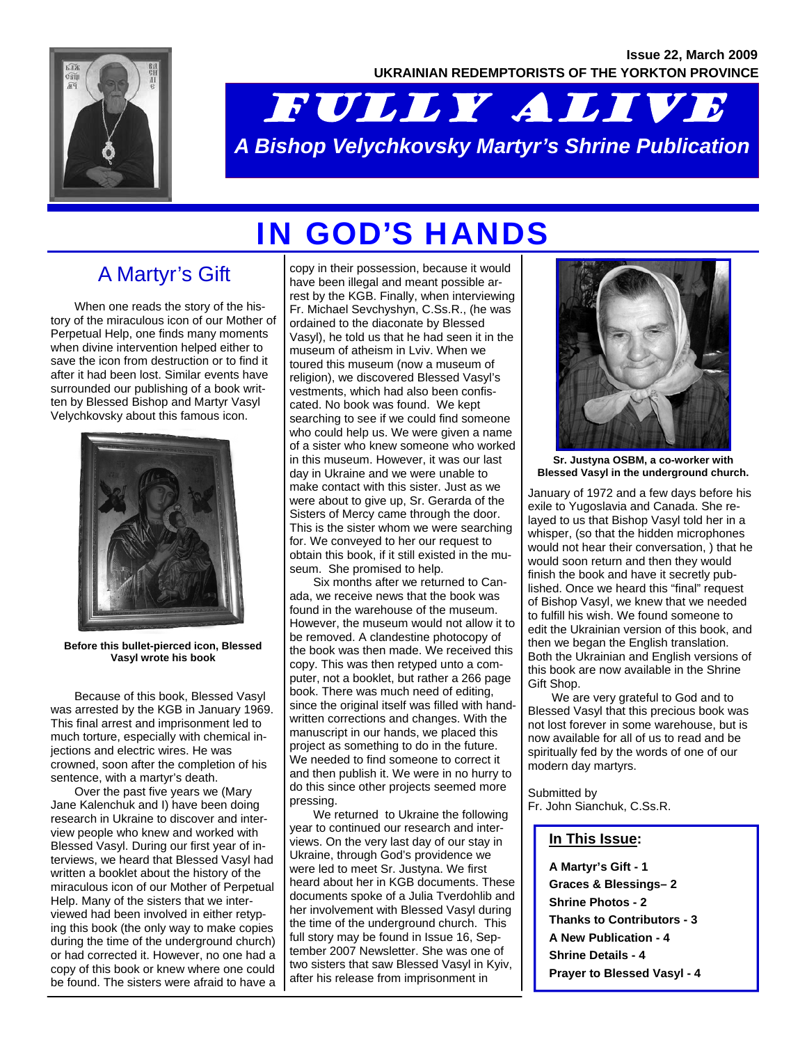Issue 22, March 2009

UKRAINIAN REDEMPTORISTS OF THE YORKTON PROVINCE

# FULLY ALIVE

*A Bishop Velychkovsky Martyr's Shrine Publication*

# IN GOD'S HANDS

## A Martyr's Gift

When one reads the story of the history of the miraculous icon of our Mother of Perpetual Help, one finds many moments when divine intervention helped either to save the icon from destruction or to find it after it had been lost. Similar events have surrounded our publishing of a book written by Blessed Bishop and Martyr Vasyl Velychkovsky about this famous icon.

**Before this bullet-pierced icon, Blessed Vasyl wrote his book**

Because of this book, Blessed Vasyl was arrested by the KGB in January 1969. This final arrest and imprisonment led to much torture, especially with chemical injections and electric wires. He was crowned, soon after the completion of his sentence, with a martyr's death.

Over the past five years we (Mary Jane Kalenchuk and I) have been doing research in Ukraine to discover and interview people who knew and worked with Blessed Vasyl. During our first year of interviews, we heard that Blessed Vasyl had written a booklet about the history of the miraculous icon of our Mother of Perpetual Help. Many of the sisters that we interviewed had been involved in either retyping this book (the only way to make copies during the time of the underground church) or had corrected it. However, no one had a copy of this book or knew where one could be found. The sisters were afraid to have a copy in their possession, because it would have been illegal and meant possible arrest by the KGB. Finally, when interviewing Fr. Michael Sevchyshyn, C.Ss.R., (he was ordained to the diaconate by Blessed Vasyl), he told us that he had seen it in the museum of atheism in Lviv. When we toured this museum (now a museum of religion), we discovered Blessed Vasyl's vestments, which had also been confiscated. No book was found. We kept searching to see if we could find someone who could help us. We were given a name of a sister who knew someone who worked in this museum. However, it was our last day in Ukraine and we were unable to make contact with this sister. Just as we were about to give up, Sr. Gerarda of the Sisters of Mercy came through the door. This is the sister whom we were searching for. We conveyed to her our request to obtain this book, if it still existed in the museum. She promised to help.

Six months after we returned to Canada, we receive news that the book was found in the warehouse of the museum. However, the museum would not allow it to be removed. A clandestine photocopy of the book was then made. We received this copy. This was then retyped unto a computer, not a booklet, but rather a 266 page book. There was much need of editing, since the original itself was filled with handwritten corrections and changes. With the manuscript in our hands, we placed this project as something to do in the future. We needed to find someone to correct it and then publish it. We were in no hurry to do this since other projects seemed more pressing.

We returned to Ukraine the following year to continued our research and interviews. On the very last day of our stay in Ukraine, through God's providence we were led to meet Sr. Justyna. We first heard about her in KGB documents. These documents spoke of a Julia Tverdohlib and her involvement with Blessed Vasyl during the time of the underground church. This full story may be found in Issue 16, September 2007 Newsletter. She was one of two sisters that saw Blessed Vasyl in Kyiv, after his release from imprisonment in January of 1972 and a few days before his exile to Yugoslavia and Canada. She relayed to us that Bishop Vasyl told her in a whisper, (so that the hidden microphones would not hear their conversation, ) that he would soon return and then they would finish the book and have it secretly published. Once we heard this "final" request of Bishop Vasyl, we knew that we needed to fulfill his wish. We found someone to edit the Ukrainian version of this book, and then we began the English translation. Both the Ukrainian and English versions of this book are now available in the Shrine Gift Shop.

**Sr. Justyna OSBM, a co-worker with Blessed Vasyl in the underground church.**

We are very grateful to God and to Blessed Vasyl that this precious book was not lost forever in some warehouse, but is now available for all of us to read and be spiritually fed by the words of one of our modern day martyrs.

Submitted by
Fr. John Sianchuk, C.Ss.R.

**In This Issue:**

- **A Martyr's Gift - 1**
- **Graces & Blessings– 2**
- **Shrine Photos - 2**
- **Thanks to Contributors - 3**
- **A New Publication - 4**
- **Shrine Details - 4**
- **Prayer to Blessed Vasyl - 4**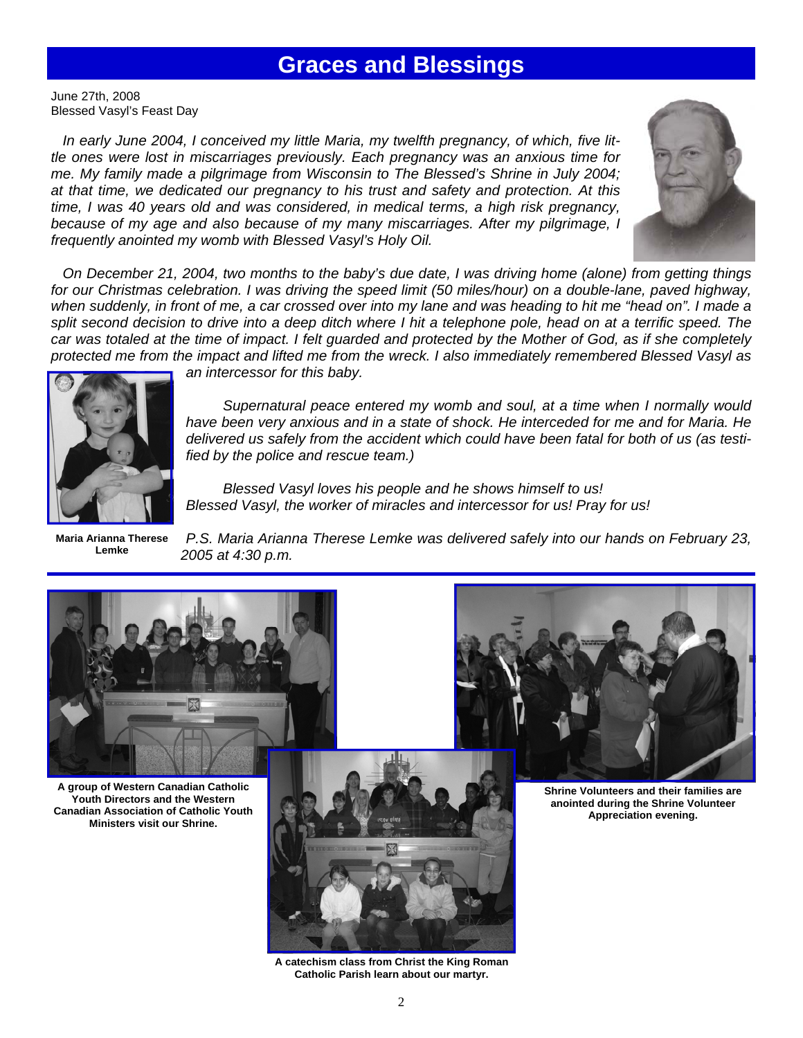# Graces and Blessings

June 27th, 2008
Blessed Vasyl's Feast Day

*In early June 2004, I conceived my little Maria, my twelfth pregnancy, of which, five little ones were lost in miscarriages previously. Each pregnancy was an anxious time for me. My family made a pilgrimage from Wisconsin to The Blessed's Shrine in July 2004; at that time, we dedicated our pregnancy to his trust and safety and protection. At this time, I was 40 years old and was considered, in medical terms, a high risk pregnancy, because of my age and also because of my many miscarriages. After my pilgrimage, I frequently anointed my womb with Blessed Vasyl's Holy Oil.*

*On December 21, 2004, two months to the baby's due date, I was driving home (alone) from getting things for our Christmas celebration. I was driving the speed limit (50 miles/hour) on a double-lane, paved highway, when suddenly, in front of me, a car crossed over into my lane and was heading to hit me "head on". I made a split second decision to drive into a deep ditch where I hit a telephone pole, head on at a terrific speed. The car was totaled at the time of impact. I felt guarded and protected by the Mother of God, as if she completely protected me from the impact and lifted me from the wreck. I also immediately remembered Blessed Vasyl as an intercessor for this baby.*

*Supernatural peace entered my womb and soul, at a time when I normally would have been very anxious and in a state of shock. He interceded for me and for Maria. He delivered us safely from the accident which could have been fatal for both of us (as testified by the police and rescue team.)*

*Blessed Vasyl loves his people and he shows himself to us!*
*Blessed Vasyl, the worker of miracles and intercessor for us! Pray for us!*

**Maria Arianna Therese Lemke**

*P.S. Maria Arianna Therese Lemke was delivered safely into our hands on February 23, 2005 at 4:30 p.m.*

**A group of Western Canadian Catholic Youth Directors and the Western Canadian Association of Catholic Youth Ministers visit our Shrine.**

**A catechism class from Christ the King Roman Catholic Parish learn about our martyr.**

**Shrine Volunteers and their families are anointed during the Shrine Volunteer Appreciation evening.**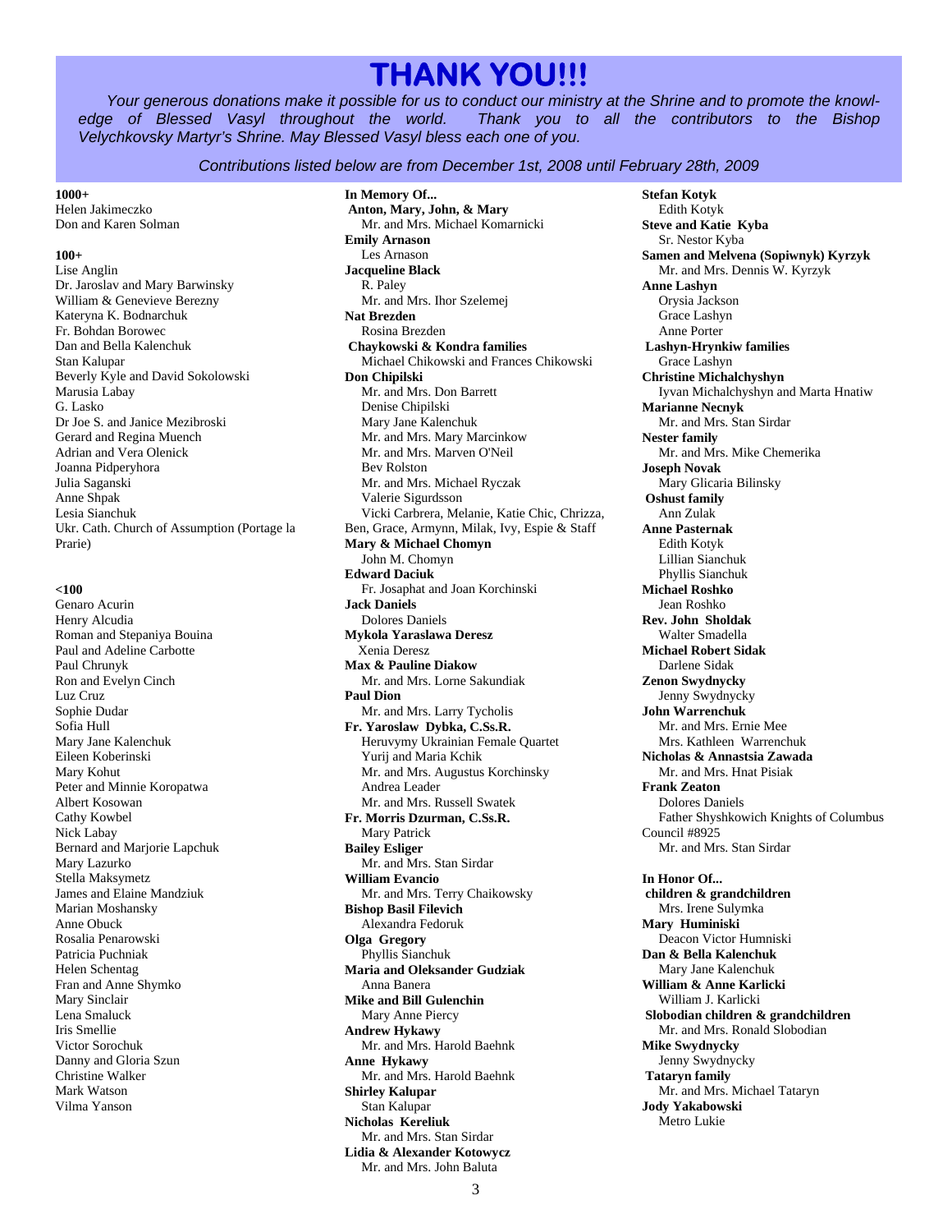# THANK YOU!!!

*Your generous donations make it possible for us to conduct our ministry at the Shrine and to promote the knowledge of Blessed Vasyl throughout the world. Thank you to all the contributors to the Bishop Velychkovsky Martyr's Shrine. May Blessed Vasyl bless each one of you.*

*Contributions listed below are from December 1st, 2008 until February 28th, 2009*

**1000+**
Helen Jakimeczko
Don and Karen Solman

**100+**
Lise Anglin
Dr. Jaroslav and Mary Barwinsky
William & Genevieve Berezny
Kateryna K. Bodnarchuk
Fr. Bohdan Borowec
Dan and Bella Kalenchuk
Stan Kalupar
Beverly Kyle and David Sokolowski
Marusia Labay
G. Lasko
Dr Joe S. and Janice Mezibroski
Gerard and Regina Muench
Adrian and Vera Olenick
Joanna Pidperyhora
Julia Saganski
Anne Shpak
Lesia Sianchuk
Ukr. Cath. Church of Assumption (Portage la Prarie)

**<100**
Genaro Acurin
Henry Alcudia
Roman and Stepaniya Bouina
Paul and Adeline Carbotte
Paul Chrunyk
Ron and Evelyn Cinch
Luz Cruz
Sophie Dudar
Sofia Hull
Mary Jane Kalenchuk
Eileen Koberinski
Mary Kohut
Peter and Minnie Koropatwa
Albert Kosowan
Cathy Kowbel
Nick Labay
Bernard and Marjorie Lapchuk
Mary Lazurko
Stella Maksymetz
James and Elaine Mandziuk
Marian Moshansky
Anne Obuck
Rosalia Penarowski
Patricia Puchniak
Helen Schentag
Fran and Anne Shymko
Mary Sinclair
Lena Smaluck
Iris Smellie
Victor Sorochuk
Danny and Gloria Szun
Christine Walker
Mark Watson
Vilma Yanson

**In Memory Of...**

**Anton, Mary, John, & Mary**
Mr. and Mrs. Michael Komarnicki

**Emily Arnason**
Les Arnason

**Jacqueline Black**
R. Paley
Mr. and Mrs. Ihor Szelemej

**Nat Brezden**
Rosina Brezden

**Chaykowski & Kondra families**
Michael Chikowski and Frances Chikowski

**Don Chipilski**
Mr. and Mrs. Don Barrett
Denise Chipilski
Mary Jane Kalenchuk
Mr. and Mrs. Mary Marcinkow
Mr. and Mrs. Marven O'Neil
Bev Rolston
Mr. and Mrs. Michael Ryczak
Valerie Sigurdsson
Vicki Carbrera, Melanie, Katie Chic, Chrizza, Ben, Grace, Armynn, Milak, Ivy, Espie & Staff

**Mary & Michael Chomyn**
John M. Chomyn

**Edward Daciuk**
Fr. Josaphat and Joan Korchinski

**Jack Daniels**
Dolores Daniels

**Mykola Yaraslawa Deresz**
Xenia Deresz

**Max & Pauline Diakow**
Mr. and Mrs. Lorne Sakundiak

**Paul Dion**
Mr. and Mrs. Larry Tycholis

**Fr. Yaroslaw Dybka, C.Ss.R.**
Heruvymy Ukrainian Female Quartet
Yurij and Maria Kchik
Mr. and Mrs. Augustus Korchinsky
Andrea Leader
Mr. and Mrs. Russell Swatek

**Fr. Morris Dzurman, C.Ss.R.**
Mary Patrick

**Bailey Esliger**
Mr. and Mrs. Stan Sirdar

**William Evancio**
Mr. and Mrs. Terry Chaikowsky

**Bishop Basil Filevich**
Alexandra Fedoruk

**Olga Gregory**
Phyllis Sianchuk

**Maria and Oleksander Gudziak**
Anna Banera

**Mike and Bill Gulenchin**
Mary Anne Piercy

**Andrew Hykawy**
Mr. and Mrs. Harold Baehnk

**Anne Hykawy**
Mr. and Mrs. Harold Baehnk

**Shirley Kalupar**
Stan Kalupar

**Nicholas Kereliuk**
Mr. and Mrs. Stan Sirdar

**Lidia & Alexander Kotowycz**
Mr. and Mrs. John Baluta

**Stefan Kotyk**
Edith Kotyk

**Steve and Katie Kyba**
Sr. Nestor Kyba

**Samen and Melvena (Sopiwnyk) Kyrzyk**
Mr. and Mrs. Dennis W. Kyrzyk

**Anne Lashyn**
Orysia Jackson
Grace Lashyn
Anne Porter

**Lashyn-Hrynkiw families**
Grace Lashyn

**Christine Michalchyshyn**
Iyvan Michalchyshyn and Marta Hnatiw

**Marianne Necnyk**
Mr. and Mrs. Stan Sirdar

**Nester family**
Mr. and Mrs. Mike Chemerika

**Joseph Novak**
Mary Glicaria Bilinsky

**Oshust family**
Ann Zulak

**Anne Pasternak**
Edith Kotyk
Lillian Sianchuk
Phyllis Sianchuk

**Michael Roshko**
Jean Roshko

**Rev. John Sholdak**
Walter Smadella

**Michael Robert Sidak**
Darlene Sidak

**Zenon Swydnycky**
Jenny Swydnycky

**John Warrenchuk**
Mr. and Mrs. Ernie Mee
Mrs. Kathleen Warrenchuk

**Nicholas & Annastsia Zawada**
Mr. and Mrs. Hnat Pisiak

**Frank Zeaton**
Dolores Daniels
Father Shyshkowich Knights of Columbus Council #8925
Mr. and Mrs. Stan Sirdar

**In Honor Of...**

**children & grandchildren**
Mrs. Irene Sulymka

**Mary Huminiski**
Deacon Victor Humniski

**Dan & Bella Kalenchuk**
Mary Jane Kalenchuk

**William & Anne Karlicki**
William J. Karlicki

**Slobodian children & grandchildren**
Mr. and Mrs. Ronald Slobodian

**Mike Swydnycky**
Jenny Swydnycky

**Tataryn family**
Mr. and Mrs. Michael Tataryn

**Jody Yakabowski**
Metro Lukie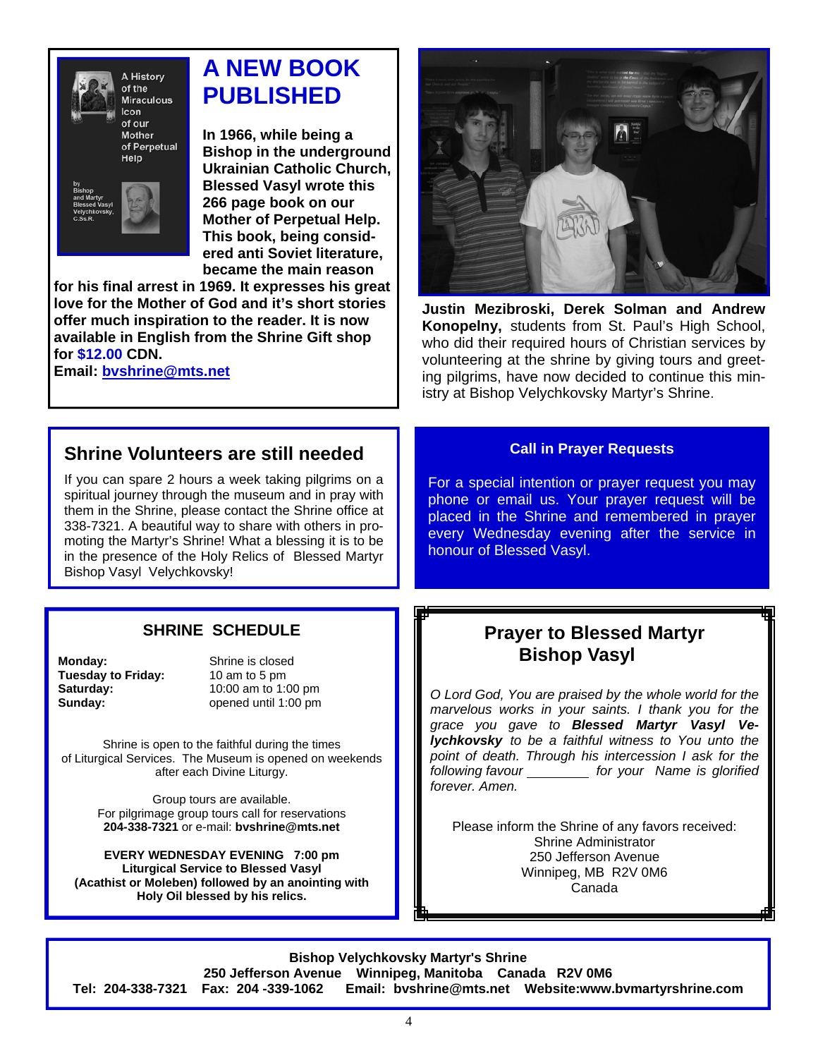## A NEW BOOK PUBLISHED

A History of the Miraculous Icon of our Mother of Perpetual Help

by Bishop and Martyr Blessed Vasyl Velychkovsky, C.Ss.R.

**In 1966, while being a Bishop in the underground Ukrainian Catholic Church, Blessed Vasyl wrote this 266 page book on our Mother of Perpetual Help. This book, being considered anti Soviet literature, became the main reason for his final arrest in 1969. It expresses his great love for the Mother of God and it's short stories offer much inspiration to the reader. It is now available in English from the Shrine Gift shop for $12.00 CDN.**

**Email: bvshrine@mts.net**

**Justin Mezibroski, Derek Solman and Andrew Konopelny,** students from St. Paul's High School, who did their required hours of Christian services by volunteering at the shrine by giving tours and greeting pilgrims, have now decided to continue this ministry at Bishop Velychkovsky Martyr's Shrine.

## Shrine Volunteers are still needed

If you can spare 2 hours a week taking pilgrims on a spiritual journey through the museum and in pray with them in the Shrine, please contact the Shrine office at 338-7321. A beautiful way to share with others in promoting the Martyr's Shrine! What a blessing it is to be in the presence of the Holy Relics of Blessed Martyr Bishop Vasyl Velychkovsky!

## Call in Prayer Requests

For a special intention or prayer request you may phone or email us. Your prayer request will be placed in the Shrine and remembered in prayer every Wednesday evening after the service in honour of Blessed Vasyl.

## SHRINE SCHEDULE

| | |
|---|---|
| **Monday:** | Shrine is closed |
| **Tuesday to Friday:** | 10 am to 5 pm |
| **Saturday:** | 10:00 am to 1:00 pm |
| **Sunday:** | opened until 1:00 pm |

Shrine is open to the faithful during the times of Liturgical Services. The Museum is opened on weekends after each Divine Liturgy.

Group tours are available.
For pilgrimage group tours call for reservations
**204-338-7321** or e-mail: **bvshrine@mts.net**

**EVERY WEDNESDAY EVENING 7:00 pm**
**Liturgical Service to Blessed Vasyl**
**(Acathist or Moleben) followed by an anointing with Holy Oil blessed by his relics.**

## Prayer to Blessed Martyr Bishop Vasyl

*O Lord God, You are praised by the whole world for the marvelous works in your saints. I thank you for the grace you gave to* ***Blessed Martyr Vasyl Velychkovsky*** *to be a faithful witness to You unto the point of death. Through his intercession I ask for the following favour ________ for your Name is glorified forever. Amen.*

Please inform the Shrine of any favors received:
Shrine Administrator
250 Jefferson Avenue
Winnipeg, MB R2V 0M6
Canada

**Bishop Velychkovsky Martyr's Shrine**
**250 Jefferson Avenue Winnipeg, Manitoba Canada R2V 0M6**
**Tel: 204-338-7321 Fax: 204 -339-1062 Email: bvshrine@mts.net Website:www.bvmartyrshrine.com**